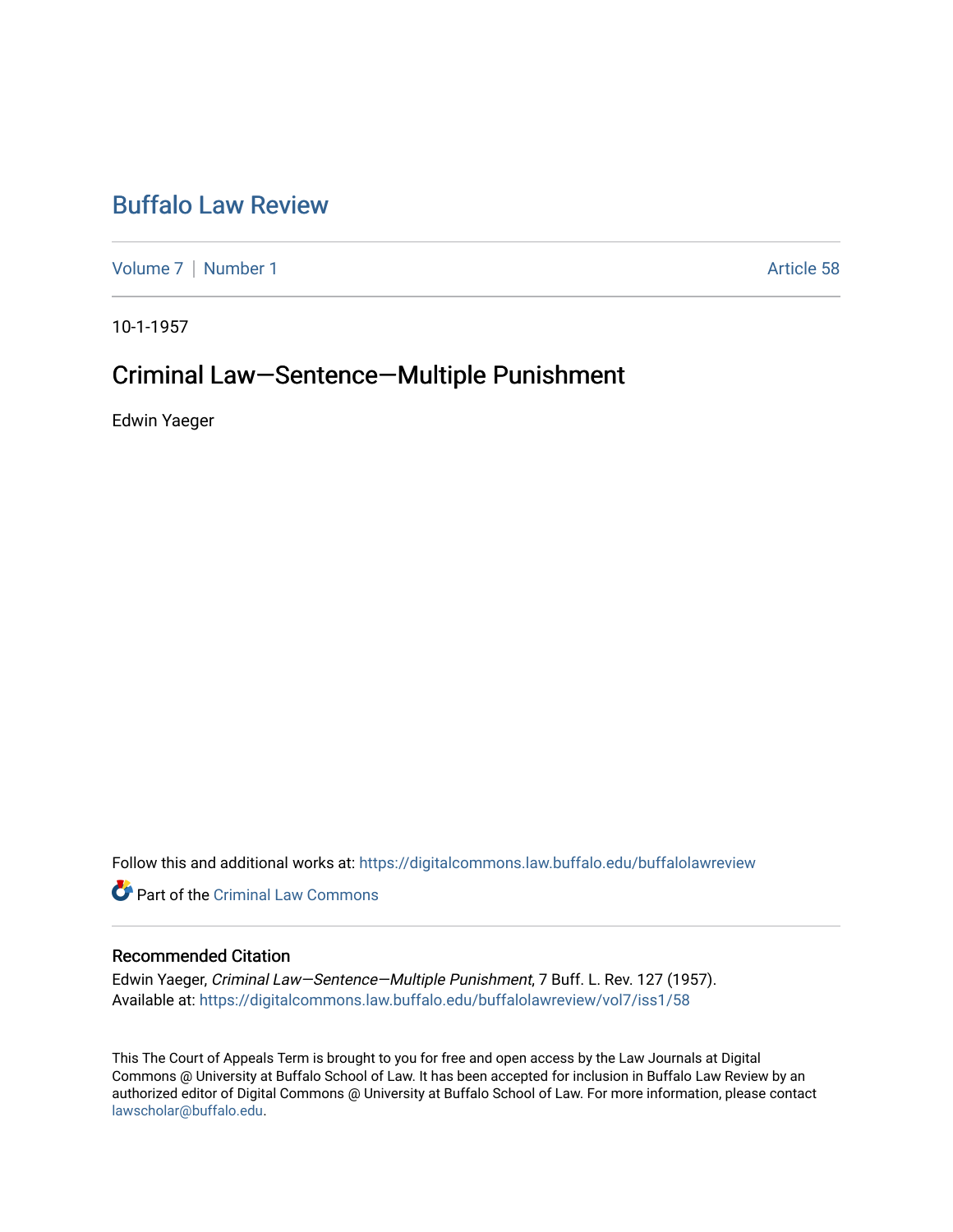# Buffalo Law Review

Volume 7 | Number 1 Article 58

10-1-1957

## Criminal Law—Sentence—Multiple Punishment

Edwin Yaeger

Follow this and additional works at: https://digitalcommons.law.buffalo.edu/buffalolawreview

Part of the Criminal Law Commons

### Recommended Citation

Edwin Yaeger, *Criminal Law—Sentence—Multiple Punishment*, 7 Buff. L. Rev. 127 (1957).
Available at: https://digitalcommons.law.buffalo.edu/buffalolawreview/vol7/iss1/58

This The Court of Appeals Term is brought to you for free and open access by the Law Journals at Digital Commons @ University at Buffalo School of Law. It has been accepted for inclusion in Buffalo Law Review by an authorized editor of Digital Commons @ University at Buffalo School of Law. For more information, please contact lawscholar@buffalo.edu.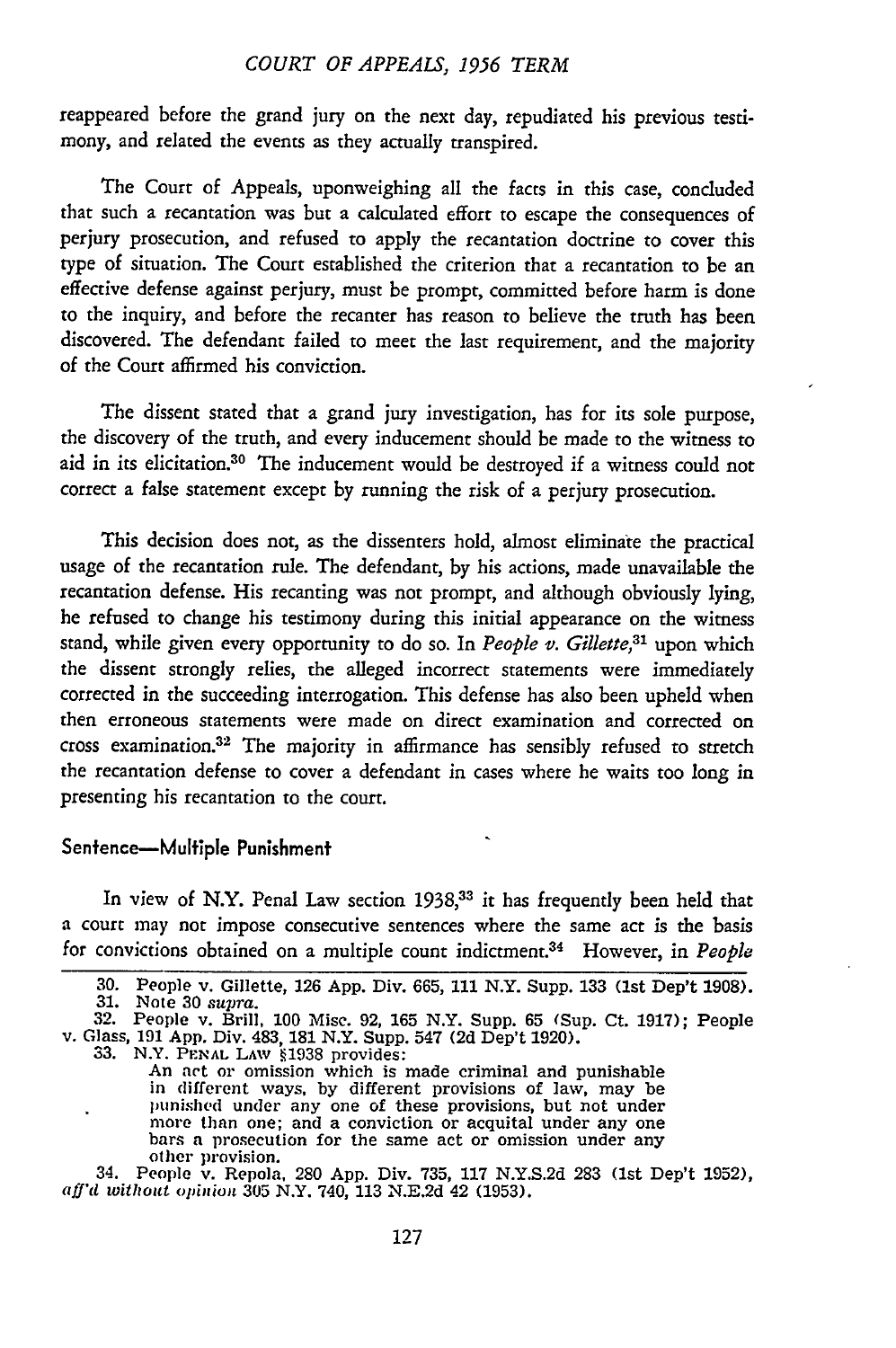reappeared before the grand jury on the next day, repudiated his previous testimony, and related the events as they actually transpired.

The Court of Appeals, uponweighing all the facts in this case, concluded that such a recantation was but a calculated effort to escape the consequences of perjury prosecution, and refused to apply the recantation doctrine to cover this type of situation. The Court established the criterion that a recantation to be an effective defense against perjury, must be prompt, committed before harm is done to the inquiry, and before the recanter has reason to believe the truth has been discovered. The defendant failed to meet the last requirement, and the majority of the Court affirmed his conviction.

The dissent stated that a grand jury investigation, has for its sole purpose, the discovery of the truth, and every inducement should be made to the witness to aid in its elicitation.[30] The inducement would be destroyed if a witness could not correct a false statement except by running the risk of a perjury prosecution.

This decision does not, as the dissenters hold, almost eliminate the practical usage of the recantation rule. The defendant, by his actions, made unavailable the recantation defense. His recanting was not prompt, and although obviously lying, he refused to change his testimony during this initial appearance on the witness stand, while given every opportunity to do so. In *People v. Gillette,*[31] upon which the dissent strongly relies, the alleged incorrect statements were immediately corrected in the succeeding interrogation. This defense has also been upheld when then erroneous statements were made on direct examination and corrected on cross examination.[32] The majority in affirmance has sensibly refused to stretch the recantation defense to cover a defendant in cases where he waits too long in presenting his recantation to the court.

### Sentence—Multiple Punishment

In view of N.Y. Penal Law section 1938,[33] it has frequently been held that a court may not impose consecutive sentences where the same act is the basis for convictions obtained on a multiple count indictment.[34] However, in *People*

30. People v. Gillette, 126 App. Div. 665, 111 N.Y. Supp. 133 (1st Dep't 1908).
31. Note 30 *supra.*
32. People v. Brill, 100 Misc. 92, 165 N.Y. Supp. 65 (Sup. Ct. 1917); People v. Glass, 191 App. Div. 483, 181 N.Y. Supp. 547 (2d Dep't 1920).
33. N.Y. PENAL LAW §1938 provides:

> An act or omission which is made criminal and punishable in different ways, by different provisions of law, may be punished under any one of these provisions, but not under more than one; and a conviction or acquital under any one bars a prosecution for the same act or omission under any other provision.

34. People v. Repola, 280 App. Div. 735, 117 N.Y.S.2d 283 (1st Dep't 1952), *aff'd without opinion* 305 N.Y. 740, 113 N.E.2d 42 (1953).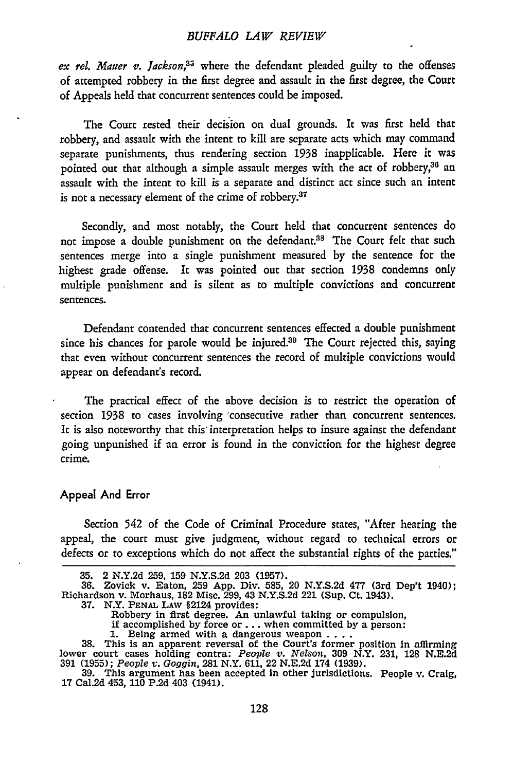*ex rel. Mauer v. Jackson*,[35] where the defendant pleaded guilty to the offenses of attempted robbery in the first degree and assault in the first degree, the Court of Appeals held that concurrent sentences could be imposed.

The Court rested their decision on dual grounds. It was first held that robbery, and assault with the intent to kill are separate acts which may command separate punishments, thus rendering section 1938 inapplicable. Here it was pointed out that although a simple assault merges with the act of robbery,[36] an assault with the intent to kill is a separate and distinct act since such an intent is not a necessary element of the crime of robbery.[37]

Secondly, and most notably, the Court held that concurrent sentences do not impose a double punishment on the defendant.[38] The Court felt that such sentences merge into a single punishment measured by the sentence for the highest grade offense. It was pointed out that section 1938 condemns only multiple punishment and is silent as to multiple convictions and concurrent sentences.

Defendant contended that concurrent sentences effected a double punishment since his chances for parole would be injured.[39] The Court rejected this, saying that even without concurrent sentences the record of multiple convictions would appear on defendant's record.

The practical effect of the above decision is to restrict the operation of section 1938 to cases involving consecutive rather than concurrent sentences. It is also noteworthy that this interpretation helps to insure against the defendant going unpunished if an error is found in the conviction for the highest degree crime.

### Appeal And Error

Section 542 of the Code of Criminal Procedure states, "After hearing the appeal, the court must give judgment, without regard to technical errors or defects or to exceptions which do not affect the substantial rights of the parties."

---

35. 2 N.Y.2d 259, 159 N.Y.S.2d 203 (1957).

36. Zovick v. Eaton, 259 App. Div. 585, 20 N.Y.S.2d 477 (3rd Dep't 1940); Richardson v. Morhaus, 182 Misc. 299, 43 N.Y.S.2d 221 (Sup. Ct. 1943).

37. N.Y. PENAL LAW §2124 provides:
Robbery in first degree. An unlawful taking or compulsion, if accomplished by force or . . . when committed by a person:
1. Being armed with a dangerous weapon . . . .

38. This is an apparent reversal of the Court's former position in affirming lower court cases holding contra: *People v. Nelson*, 309 N.Y. 231, 128 N.E.2d 391 (1955); *People v. Goggin*, 281 N.Y. 611, 22 N.E.2d 174 (1939).

39. This argument has been accepted in other jurisdictions. People v. Craig, 17 Cal.2d 453, 110 P.2d 403 (1941).